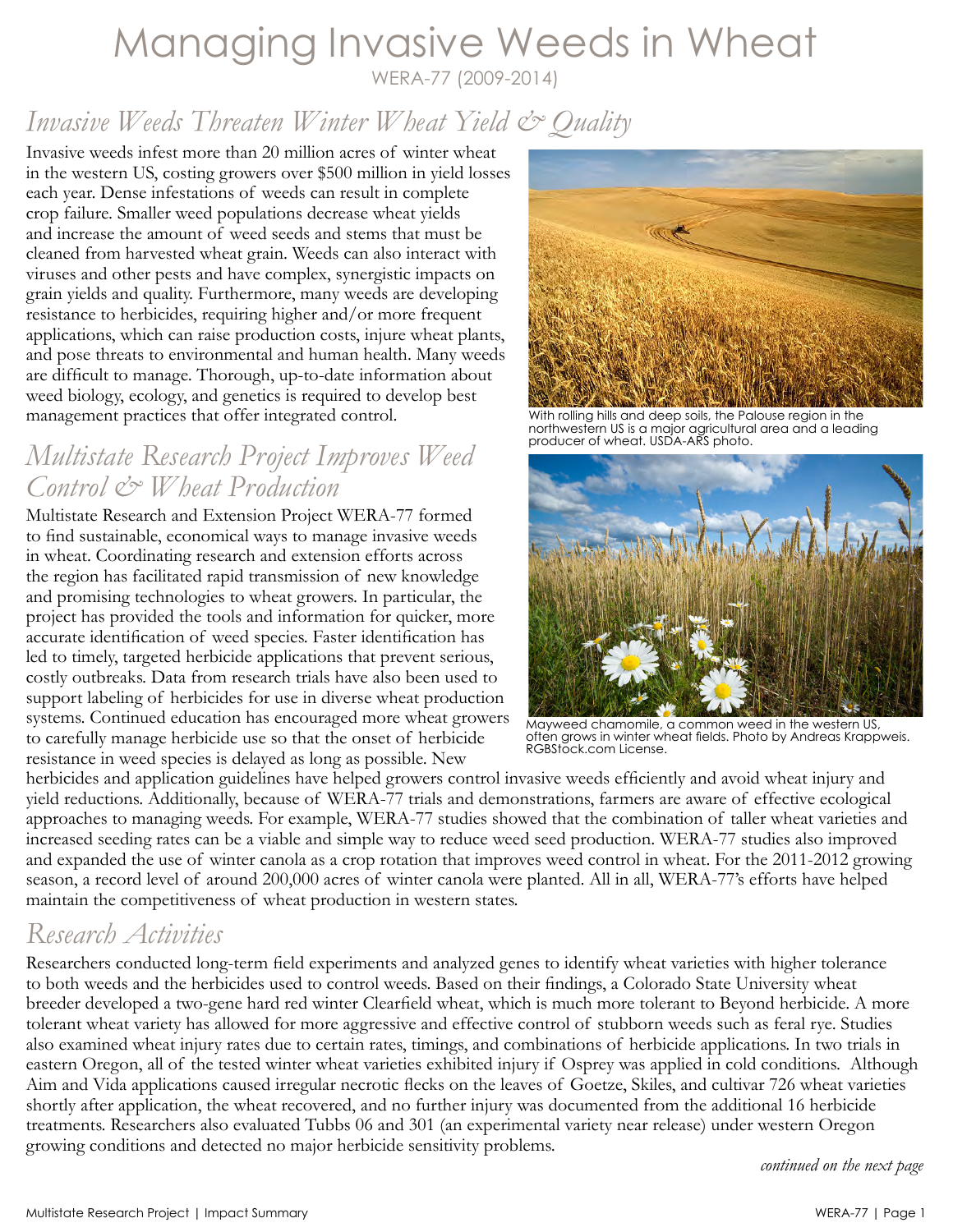# Managing Invasive Weeds in Wheat

WERA-77 (2009-2014)

## *Invasive Weeds Threaten Winter Wheat Yield & Quality*

Invasive weeds infest more than 20 million acres of winter wheat in the western US, costing growers over $500 million in yield losses each year. Dense infestations of weeds can result in complete crop failure. Smaller weed populations decrease wheat yields and increase the amount of weed seeds and stems that must be cleaned from harvested wheat grain. Weeds can also interact with viruses and other pests and have complex, synergistic impacts on grain yields and quality. Furthermore, many weeds are developing resistance to herbicides, requiring higher and/or more frequent applications, which can raise production costs, injure wheat plants, and pose threats to environmental and human health. Many weeds are difficult to manage. Thorough, up-to-date information about weed biology, ecology, and genetics is required to develop best management practices that offer integrated control.

With rolling hills and deep soils, the Palouse region in the northwestern US is a major agricultural area and a leading producer of wheat. USDA-ARS photo.

Mayweed chamomile, a common weed in the western US, often grows in winter wheat fields. Photo by Andreas Krappweis. RGBStock.com License.

## *Multistate Research Project Improves Weed Control & Wheat Production*

Multistate Research and Extension Project WERA-77 formed to find sustainable, economical ways to manage invasive weeds in wheat. Coordinating research and extension efforts across the region has facilitated rapid transmission of new knowledge and promising technologies to wheat growers. In particular, the project has provided the tools and information for quicker, more accurate identification of weed species. Faster identification has led to timely, targeted herbicide applications that prevent serious, costly outbreaks. Data from research trials have also been used to support labeling of herbicides for use in diverse wheat production systems. Continued education has encouraged more wheat growers to carefully manage herbicide use so that the onset of herbicide resistance in weed species is delayed as long as possible. New herbicides and application guidelines have helped growers control invasive weeds efficiently and avoid wheat injury and yield reductions. Additionally, because of WERA-77 trials and demonstrations, farmers are aware of effective ecological approaches to managing weeds. For example, WERA-77 studies showed that the combination of taller wheat varieties and increased seeding rates can be a viable and simple way to reduce weed seed production. WERA-77 studies also improved and expanded the use of winter canola as a crop rotation that improves weed control in wheat. For the 2011-2012 growing season, a record level of around 200,000 acres of winter canola were planted. All in all, WERA-77's efforts have helped maintain the competitiveness of wheat production in western states.

## *Research Activities*

Researchers conducted long-term field experiments and analyzed genes to identify wheat varieties with higher tolerance to both weeds and the herbicides used to control weeds. Based on their findings, a Colorado State University wheat breeder developed a two-gene hard red winter Clearfield wheat, which is much more tolerant to Beyond herbicide. A more tolerant wheat variety has allowed for more aggressive and effective control of stubborn weeds such as feral rye. Studies also examined wheat injury rates due to certain rates, timings, and combinations of herbicide applications. In two trials in eastern Oregon, all of the tested winter wheat varieties exhibited injury if Osprey was applied in cold conditions. Although Aim and Vida applications caused irregular necrotic flecks on the leaves of Goetze, Skiles, and cultivar 726 wheat varieties shortly after application, the wheat recovered, and no further injury was documented from the additional 16 herbicide treatments. Researchers also evaluated Tubbs 06 and 301 (an experimental variety near release) under western Oregon growing conditions and detected no major herbicide sensitivity problems.

*continued on the next page*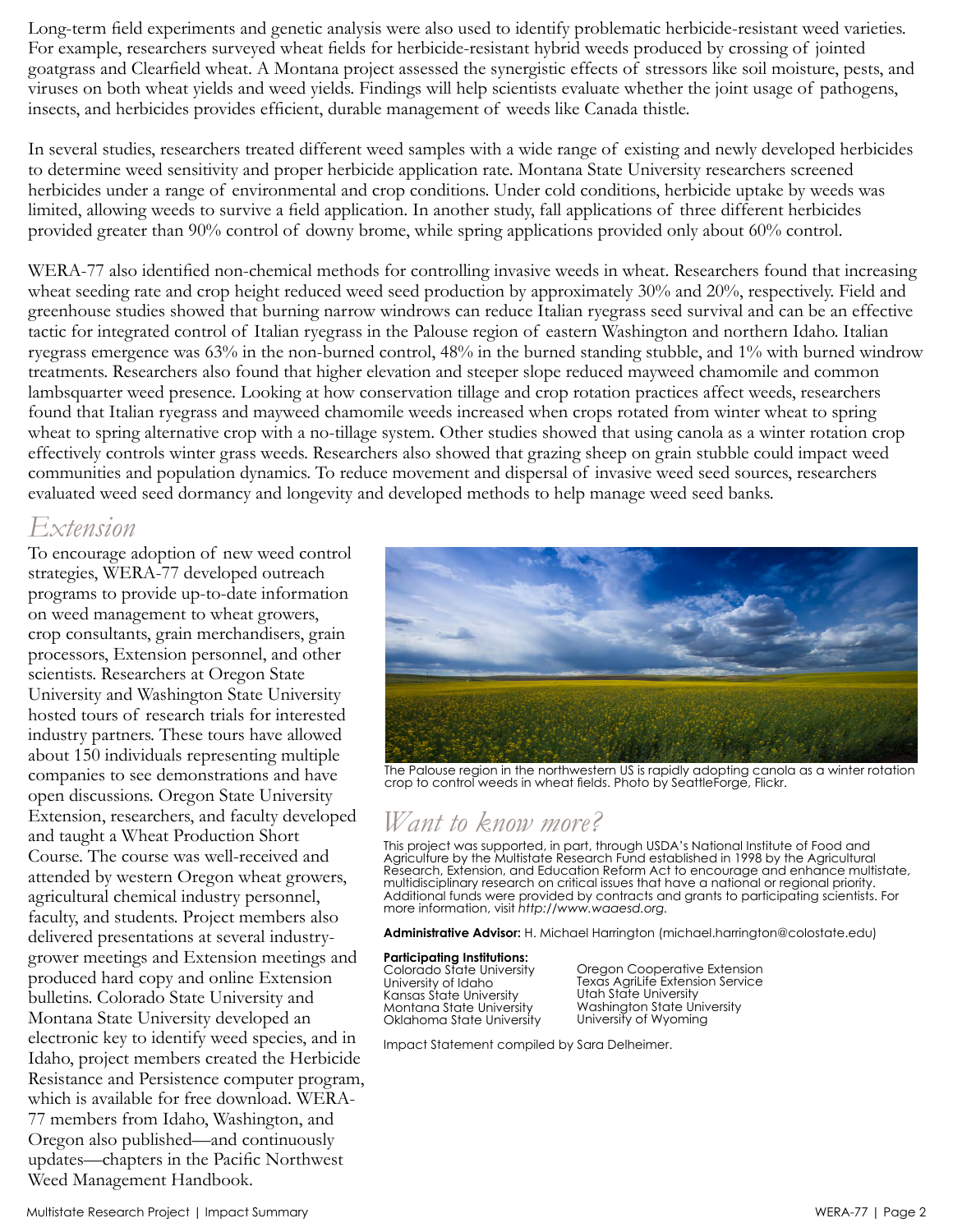Long-term field experiments and genetic analysis were also used to identify problematic herbicide-resistant weed varieties. For example, researchers surveyed wheat fields for herbicide-resistant hybrid weeds produced by crossing of jointed goatgrass and Clearfield wheat. A Montana project assessed the synergistic effects of stressors like soil moisture, pests, and viruses on both wheat yields and weed yields. Findings will help scientists evaluate whether the joint usage of pathogens, insects, and herbicides provides efficient, durable management of weeds like Canada thistle.

In several studies, researchers treated different weed samples with a wide range of existing and newly developed herbicides to determine weed sensitivity and proper herbicide application rate. Montana State University researchers screened herbicides under a range of environmental and crop conditions. Under cold conditions, herbicide uptake by weeds was limited, allowing weeds to survive a field application. In another study, fall applications of three different herbicides provided greater than 90% control of downy brome, while spring applications provided only about 60% control.

WERA-77 also identified non-chemical methods for controlling invasive weeds in wheat. Researchers found that increasing wheat seeding rate and crop height reduced weed seed production by approximately 30% and 20%, respectively. Field and greenhouse studies showed that burning narrow windrows can reduce Italian ryegrass seed survival and can be an effective tactic for integrated control of Italian ryegrass in the Palouse region of eastern Washington and northern Idaho. Italian ryegrass emergence was 63% in the non-burned control, 48% in the burned standing stubble, and 1% with burned windrow treatments. Researchers also found that higher elevation and steeper slope reduced mayweed chamomile and common lambsquarter weed presence. Looking at how conservation tillage and crop rotation practices affect weeds, researchers found that Italian ryegrass and mayweed chamomile weeds increased when crops rotated from winter wheat to spring wheat to spring alternative crop with a no-tillage system. Other studies showed that using canola as a winter rotation crop effectively controls winter grass weeds. Researchers also showed that grazing sheep on grain stubble could impact weed communities and population dynamics. To reduce movement and dispersal of invasive weed seed sources, researchers evaluated weed seed dormancy and longevity and developed methods to help manage weed seed banks.

## *Extension*

To encourage adoption of new weed control strategies, WERA-77 developed outreach programs to provide up-to-date information on weed management to wheat growers, crop consultants, grain merchandisers, grain processors, Extension personnel, and other scientists. Researchers at Oregon State University and Washington State University hosted tours of research trials for interested industry partners. These tours have allowed about 150 individuals representing multiple companies to see demonstrations and have open discussions. Oregon State University Extension, researchers, and faculty developed and taught a Wheat Production Short Course. The course was well-received and attended by western Oregon wheat growers, agricultural chemical industry personnel, faculty, and students. Project members also delivered presentations at several industry-grower meetings and Extension meetings and produced hard copy and online Extension bulletins. Colorado State University and Montana State University developed an electronic key to identify weed species, and in Idaho, project members created the Herbicide Resistance and Persistence computer program, which is available for free download. WERA-77 members from Idaho, Washington, and Oregon also published—and continuously updates—chapters in the Pacific Northwest Weed Management Handbook.

The Palouse region in the northwestern US is rapidly adopting canola as a winter rotation crop to control weeds in wheat fields. Photo by SeattleForge, Flickr.

## *Want to know more?*

This project was supported, in part, through USDA's National Institute of Food and Agriculture by the Multistate Research Fund established in 1998 by the Agricultural Research, Extension, and Education Reform Act to encourage and enhance multistate, multidisciplinary research on critical issues that have a national or regional priority. Additional funds were provided by contracts and grants to participating scientists. For more information, visit *http://www.waaesd.org*.

**Administrative Advisor:** H. Michael Harrington (michael.harrington@colostate.edu)

**Participating Institutions:**
Colorado State University
University of Idaho
Kansas State University
Montana State University
Oklahoma State University
Oregon Cooperative Extension
Texas AgriLife Extension Service
Utah State University
Washington State University
University of Wyoming

Impact Statement compiled by Sara Delheimer.